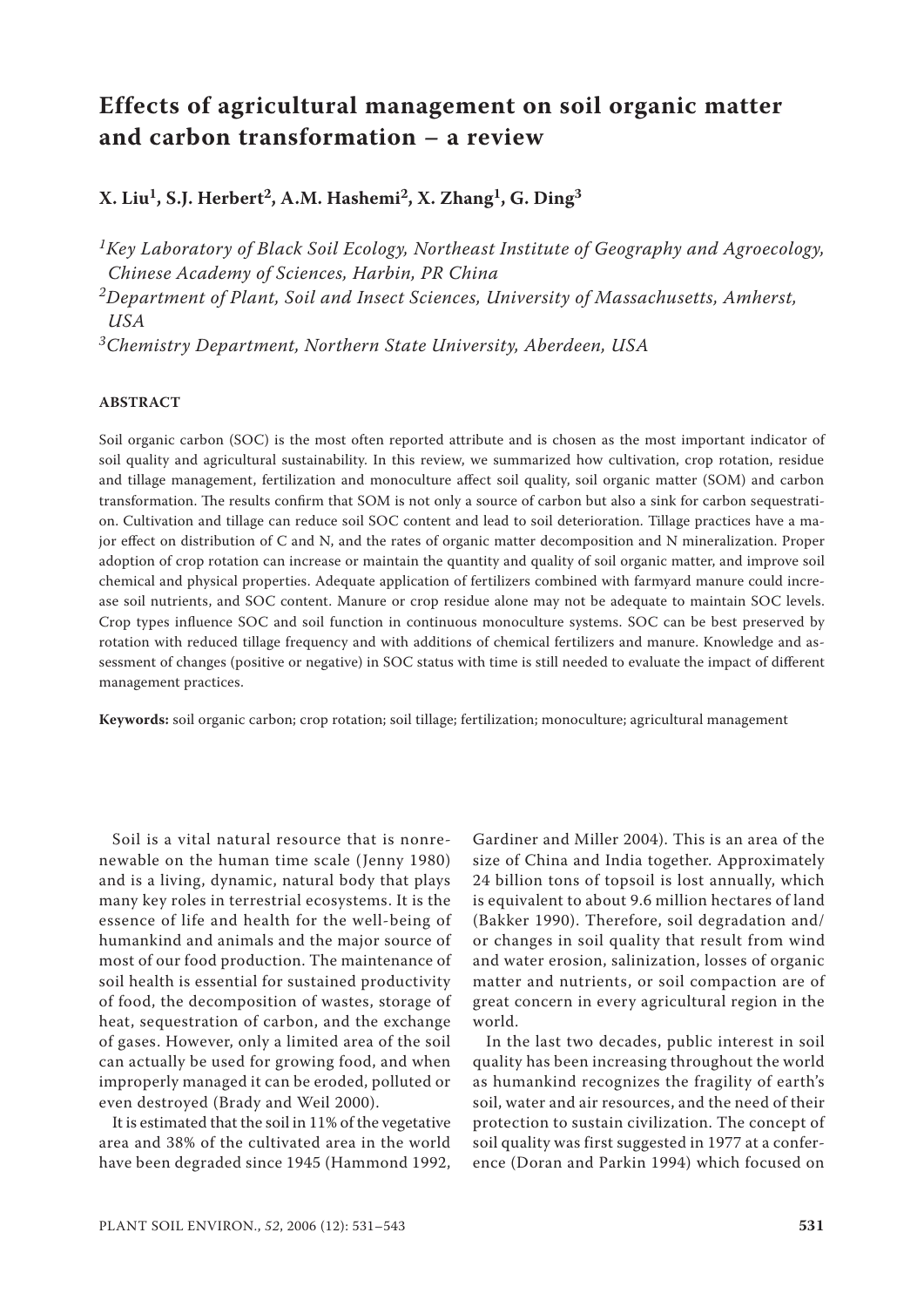# Effects of agricultural management on soil organic matter and carbon transformation – a review

**X. Liu[1], S.J. Herbert[2], A.M. Hashemi[2], X. Zhang[1], G. Ding[3]**

*[1]Key Laboratory of Black Soil Ecology, Northeast Institute of Geography and Agroecology, Chinese Academy of Sciences, Harbin, PR China*

*[2]Department of Plant, Soil and Insect Sciences, University of Massachusetts, Amherst, USA*

*[3]Chemistry Department, Northern State University, Aberdeen, USA*

## ABSTRACT

Soil organic carbon (SOC) is the most often reported attribute and is chosen as the most important indicator of soil quality and agricultural sustainability. In this review, we summarized how cultivation, crop rotation, residue and tillage management, fertilization and monoculture affect soil quality, soil organic matter (SOM) and carbon transformation. The results confirm that SOM is not only a source of carbon but also a sink for carbon sequestration. Cultivation and tillage can reduce soil SOC content and lead to soil deterioration. Tillage practices have a major effect on distribution of C and N, and the rates of organic matter decomposition and N mineralization. Proper adoption of crop rotation can increase or maintain the quantity and quality of soil organic matter, and improve soil chemical and physical properties. Adequate application of fertilizers combined with farmyard manure could increase soil nutrients, and SOC content. Manure or crop residue alone may not be adequate to maintain SOC levels. Crop types influence SOC and soil function in continuous monoculture systems. SOC can be best preserved by rotation with reduced tillage frequency and with additions of chemical fertilizers and manure. Knowledge and assessment of changes (positive or negative) in SOC status with time is still needed to evaluate the impact of different management practices.

**Keywords:** soil organic carbon; crop rotation; soil tillage; fertilization; monoculture; agricultural management

Soil is a vital natural resource that is nonrenewable on the human time scale (Jenny 1980) and is a living, dynamic, natural body that plays many key roles in terrestrial ecosystems. It is the essence of life and health for the well-being of humankind and animals and the major source of most of our food production. The maintenance of soil health is essential for sustained productivity of food, the decomposition of wastes, storage of heat, sequestration of carbon, and the exchange of gases. However, only a limited area of the soil can actually be used for growing food, and when improperly managed it can be eroded, polluted or even destroyed (Brady and Weil 2000).

It is estimated that the soil in 11% of the vegetative area and 38% of the cultivated area in the world have been degraded since 1945 (Hammond 1992, Gardiner and Miller 2004). This is an area of the size of China and India together. Approximately 24 billion tons of topsoil is lost annually, which is equivalent to about 9.6 million hectares of land (Bakker 1990). Therefore, soil degradation and/or changes in soil quality that result from wind and water erosion, salinization, losses of organic matter and nutrients, or soil compaction are of great concern in every agricultural region in the world.

In the last two decades, public interest in soil quality has been increasing throughout the world as humankind recognizes the fragility of earth's soil, water and air resources, and the need of their protection to sustain civilization. The concept of soil quality was first suggested in 1977 at a conference (Doran and Parkin 1994) which focused on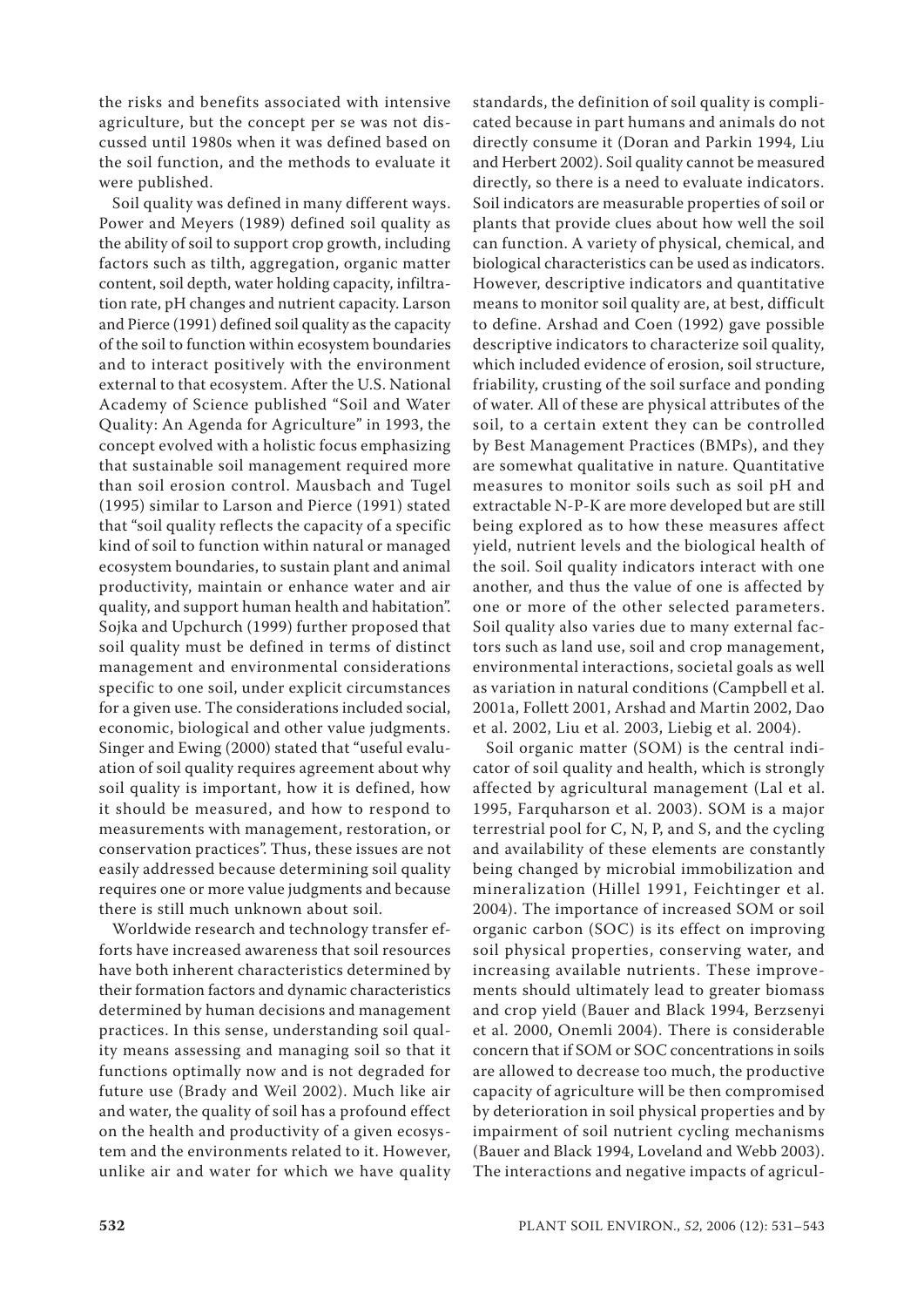the risks and benefits associated with intensive agriculture, but the concept per se was not discussed until 1980s when it was defined based on the soil function, and the methods to evaluate it were published.

Soil quality was defined in many different ways. Power and Meyers (1989) defined soil quality as the ability of soil to support crop growth, including factors such as tilth, aggregation, organic matter content, soil depth, water holding capacity, infiltration rate, pH changes and nutrient capacity. Larson and Pierce (1991) defined soil quality as the capacity of the soil to function within ecosystem boundaries and to interact positively with the environment external to that ecosystem. After the U.S. National Academy of Science published "Soil and Water Quality: An Agenda for Agriculture" in 1993, the concept evolved with a holistic focus emphasizing that sustainable soil management required more than soil erosion control. Mausbach and Tugel (1995) similar to Larson and Pierce (1991) stated that "soil quality reflects the capacity of a specific kind of soil to function within natural or managed ecosystem boundaries, to sustain plant and animal productivity, maintain or enhance water and air quality, and support human health and habitation". Sojka and Upchurch (1999) further proposed that soil quality must be defined in terms of distinct management and environmental considerations specific to one soil, under explicit circumstances for a given use. The considerations included social, economic, biological and other value judgments. Singer and Ewing (2000) stated that "useful evaluation of soil quality requires agreement about why soil quality is important, how it is defined, how it should be measured, and how to respond to measurements with management, restoration, or conservation practices". Thus, these issues are not easily addressed because determining soil quality requires one or more value judgments and because there is still much unknown about soil.

Worldwide research and technology transfer efforts have increased awareness that soil resources have both inherent characteristics determined by their formation factors and dynamic characteristics determined by human decisions and management practices. In this sense, understanding soil quality means assessing and managing soil so that it functions optimally now and is not degraded for future use (Brady and Weil 2002). Much like air and water, the quality of soil has a profound effect on the health and productivity of a given ecosystem and the environments related to it. However, unlike air and water for which we have quality standards, the definition of soil quality is complicated because in part humans and animals do not directly consume it (Doran and Parkin 1994, Liu and Herbert 2002). Soil quality cannot be measured directly, so there is a need to evaluate indicators. Soil indicators are measurable properties of soil or plants that provide clues about how well the soil can function. A variety of physical, chemical, and biological characteristics can be used as indicators. However, descriptive indicators and quantitative means to monitor soil quality are, at best, difficult to define. Arshad and Coen (1992) gave possible descriptive indicators to characterize soil quality, which included evidence of erosion, soil structure, friability, crusting of the soil surface and ponding of water. All of these are physical attributes of the soil, to a certain extent they can be controlled by Best Management Practices (BMPs), and they are somewhat qualitative in nature. Quantitative measures to monitor soils such as soil pH and extractable N-P-K are more developed but are still being explored as to how these measures affect yield, nutrient levels and the biological health of the soil. Soil quality indicators interact with one another, and thus the value of one is affected by one or more of the other selected parameters. Soil quality also varies due to many external factors such as land use, soil and crop management, environmental interactions, societal goals as well as variation in natural conditions (Campbell et al. 2001a, Follett 2001, Arshad and Martin 2002, Dao et al. 2002, Liu et al. 2003, Liebig et al. 2004).

Soil organic matter (SOM) is the central indicator of soil quality and health, which is strongly affected by agricultural management (Lal et al. 1995, Farquharson et al. 2003). SOM is a major terrestrial pool for C, N, P, and S, and the cycling and availability of these elements are constantly being changed by microbial immobilization and mineralization (Hillel 1991, Feichtinger et al. 2004). The importance of increased SOM or soil organic carbon (SOC) is its effect on improving soil physical properties, conserving water, and increasing available nutrients. These improvements should ultimately lead to greater biomass and crop yield (Bauer and Black 1994, Berzsenyi et al. 2000, Onemli 2004). There is considerable concern that if SOM or SOC concentrations in soils are allowed to decrease too much, the productive capacity of agriculture will be then compromised by deterioration in soil physical properties and by impairment of soil nutrient cycling mechanisms (Bauer and Black 1994, Loveland and Webb 2003). The interactions and negative impacts of agricul-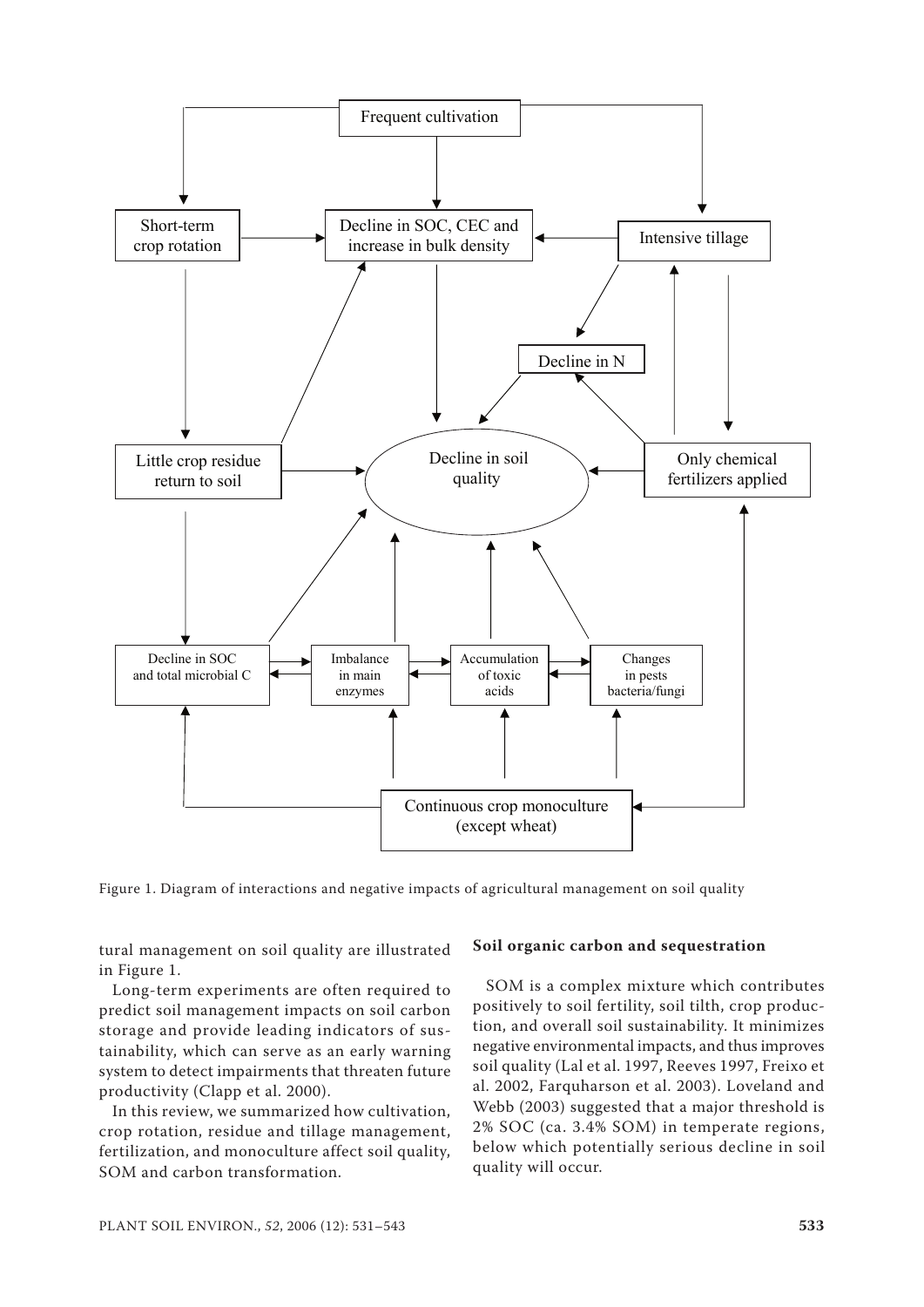Figure 1. Diagram of interactions and negative impacts of agricultural management on soil quality

tural management on soil quality are illustrated in Figure 1.

Long-term experiments are often required to predict soil management impacts on soil carbon storage and provide leading indicators of sustainability, which can serve as an early warning system to detect impairments that threaten future productivity (Clapp et al. 2000).

In this review, we summarized how cultivation, crop rotation, residue and tillage management, fertilization, and monoculture affect soil quality, SOM and carbon transformation.

**Soil organic carbon and sequestration**

SOM is a complex mixture which contributes positively to soil fertility, soil tilth, crop production, and overall soil sustainability. It minimizes negative environmental impacts, and thus improves soil quality (Lal et al. 1997, Reeves 1997, Freixo et al. 2002, Farquharson et al. 2003). Loveland and Webb (2003) suggested that a major threshold is 2% SOC (ca. 3.4% SOM) in temperate regions, below which potentially serious decline in soil quality will occur.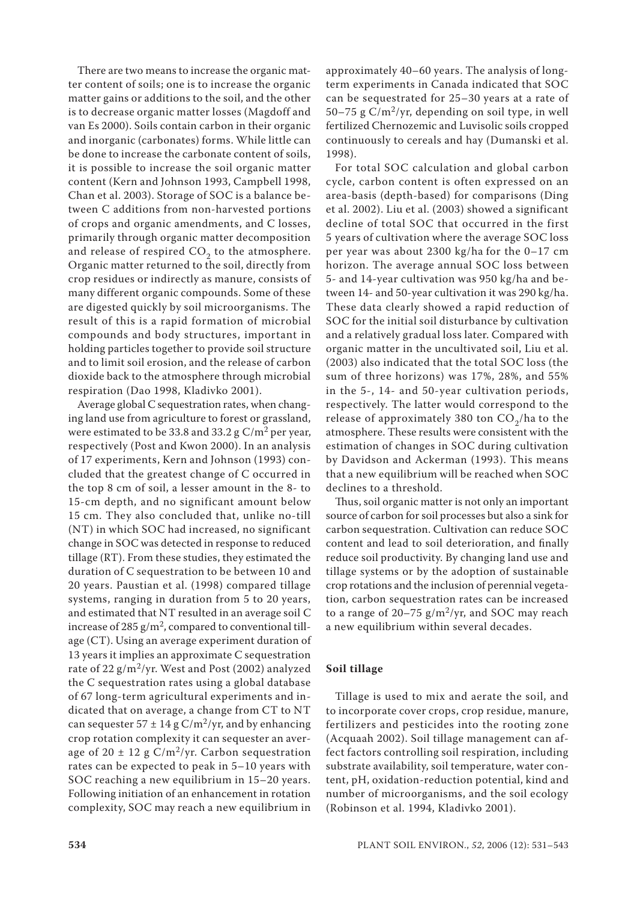There are two means to increase the organic matter content of soils; one is to increase the organic matter gains or additions to the soil, and the other is to decrease organic matter losses (Magdoff and van Es 2000). Soils contain carbon in their organic and inorganic (carbonates) forms. While little can be done to increase the carbonate content of soils, it is possible to increase the soil organic matter content (Kern and Johnson 1993, Campbell 1998, Chan et al. 2003). Storage of SOC is a balance between C additions from non-harvested portions of crops and organic amendments, and C losses, primarily through organic matter decomposition and release of respired $CO_2$ to the atmosphere. Organic matter returned to the soil, directly from crop residues or indirectly as manure, consists of many different organic compounds. Some of these are digested quickly by soil microorganisms. The result of this is a rapid formation of microbial compounds and body structures, important in holding particles together to provide soil structure and to limit soil erosion, and the release of carbon dioxide back to the atmosphere through microbial respiration (Dao 1998, Kladivko 2001).

Average global C sequestration rates, when changing land use from agriculture to forest or grassland, were estimated to be 33.8 and 33.2 g C/m$^2$ per year, respectively (Post and Kwon 2000). In an analysis of 17 experiments, Kern and Johnson (1993) concluded that the greatest change of C occurred in the top 8 cm of soil, a lesser amount in the 8- to 15-cm depth, and no significant amount below 15 cm. They also concluded that, unlike no-till (NT) in which SOC had increased, no significant change in SOC was detected in response to reduced tillage (RT). From these studies, they estimated the duration of C sequestration to be between 10 and 20 years. Paustian et al. (1998) compared tillage systems, ranging in duration from 5 to 20 years, and estimated that NT resulted in an average soil C increase of 285 g/m$^2$, compared to conventional tillage (CT). Using an average experiment duration of 13 years it implies an approximate C sequestration rate of 22 g/m$^2$/yr. West and Post (2002) analyzed the C sequestration rates using a global database of 67 long-term agricultural experiments and indicated that on average, a change from CT to NT can sequester $57 \pm 14$ g C/m$^2$/yr, and by enhancing crop rotation complexity it can sequester an average of $20 \pm 12$ g C/m$^2$/yr. Carbon sequestration rates can be expected to peak in 5–10 years with SOC reaching a new equilibrium in 15–20 years. Following initiation of an enhancement in rotation complexity, SOC may reach a new equilibrium in approximately 40–60 years. The analysis of long-term experiments in Canada indicated that SOC can be sequestrated for 25–30 years at a rate of 50–75 g C/m$^2$/yr, depending on soil type, in well fertilized Chernozemic and Luvisolic soils cropped continuously to cereals and hay (Dumanski et al. 1998).

For total SOC calculation and global carbon cycle, carbon content is often expressed on an area-basis (depth-based) for comparisons (Ding et al. 2002). Liu et al. (2003) showed a significant decline of total SOC that occurred in the first 5 years of cultivation where the average SOC loss per year was about 2300 kg/ha for the 0–17 cm horizon. The average annual SOC loss between 5- and 14-year cultivation was 950 kg/ha and between 14- and 50-year cultivation it was 290 kg/ha. These data clearly showed a rapid reduction of SOC for the initial soil disturbance by cultivation and a relatively gradual loss later. Compared with organic matter in the uncultivated soil, Liu et al. (2003) also indicated that the total SOC loss (the sum of three horizons) was 17%, 28%, and 55% in the 5-, 14- and 50-year cultivation periods, respectively. The latter would correspond to the release of approximately 380 ton $CO_2$/ha to the atmosphere. These results were consistent with the estimation of changes in SOC during cultivation by Davidson and Ackerman (1993). This means that a new equilibrium will be reached when SOC declines to a threshold.

Thus, soil organic matter is not only an important source of carbon for soil processes but also a sink for carbon sequestration. Cultivation can reduce SOC content and lead to soil deterioration, and finally reduce soil productivity. By changing land use and tillage systems or by the adoption of sustainable crop rotations and the inclusion of perennial vegetation, carbon sequestration rates can be increased to a range of 20–75 g/m$^2$/yr, and SOC may reach a new equilibrium within several decades.

## Soil tillage

Tillage is used to mix and aerate the soil, and to incorporate cover crops, crop residue, manure, fertilizers and pesticides into the rooting zone (Acquaah 2002). Soil tillage management can affect factors controlling soil respiration, including substrate availability, soil temperature, water content, pH, oxidation-reduction potential, kind and number of microorganisms, and the soil ecology (Robinson et al. 1994, Kladivko 2001).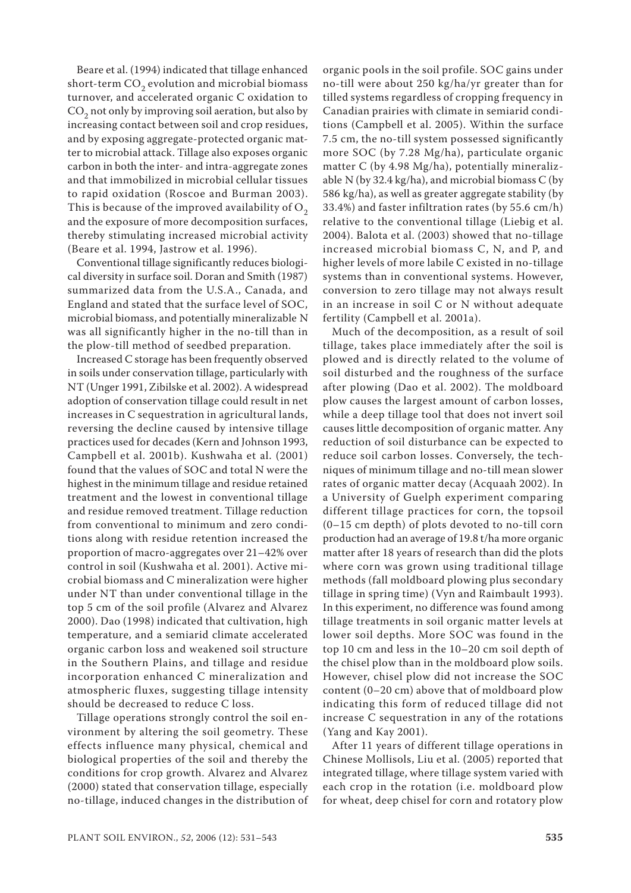Beare et al. (1994) indicated that tillage enhanced short-term $CO_2$ evolution and microbial biomass turnover, and accelerated organic C oxidation to $CO_2$ not only by improving soil aeration, but also by increasing contact between soil and crop residues, and by exposing aggregate-protected organic matter to microbial attack. Tillage also exposes organic carbon in both the inter- and intra-aggregate zones and that immobilized in microbial cellular tissues to rapid oxidation (Roscoe and Burman 2003). This is because of the improved availability of $O_2$ and the exposure of more decomposition surfaces, thereby stimulating increased microbial activity (Beare et al. 1994, Jastrow et al. 1996).

Conventional tillage significantly reduces biological diversity in surface soil. Doran and Smith (1987) summarized data from the U.S.A., Canada, and England and stated that the surface level of SOC, microbial biomass, and potentially mineralizable N was all significantly higher in the no-till than in the plow-till method of seedbed preparation.

Increased C storage has been frequently observed in soils under conservation tillage, particularly with NT (Unger 1991, Zibilske et al. 2002). A widespread adoption of conservation tillage could result in net increases in C sequestration in agricultural lands, reversing the decline caused by intensive tillage practices used for decades (Kern and Johnson 1993, Campbell et al. 2001b). Kushwaha et al. (2001) found that the values of SOC and total N were the highest in the minimum tillage and residue retained treatment and the lowest in conventional tillage and residue removed treatment. Tillage reduction from conventional to minimum and zero conditions along with residue retention increased the proportion of macro-aggregates over 21–42% over control in soil (Kushwaha et al. 2001). Active microbial biomass and C mineralization were higher under NT than under conventional tillage in the top 5 cm of the soil profile (Alvarez and Alvarez 2000). Dao (1998) indicated that cultivation, high temperature, and a semiarid climate accelerated organic carbon loss and weakened soil structure in the Southern Plains, and tillage and residue incorporation enhanced C mineralization and atmospheric fluxes, suggesting tillage intensity should be decreased to reduce C loss.

Tillage operations strongly control the soil environment by altering the soil geometry. These effects influence many physical, chemical and biological properties of the soil and thereby the conditions for crop growth. Alvarez and Alvarez (2000) stated that conservation tillage, especially no-tillage, induced changes in the distribution of organic pools in the soil profile. SOC gains under no-till were about 250 kg/ha/yr greater than for tilled systems regardless of cropping frequency in Canadian prairies with climate in semiarid conditions (Campbell et al. 2005). Within the surface 7.5 cm, the no-till system possessed significantly more SOC (by 7.28 Mg/ha), particulate organic matter C (by 4.98 Mg/ha), potentially mineralizable N (by 32.4 kg/ha), and microbial biomass C (by 586 kg/ha), as well as greater aggregate stability (by 33.4%) and faster infiltration rates (by 55.6 cm/h) relative to the conventional tillage (Liebig et al. 2004). Balota et al. (2003) showed that no-tillage increased microbial biomass C, N, and P, and higher levels of more labile C existed in no-tillage systems than in conventional systems. However, conversion to zero tillage may not always result in an increase in soil C or N without adequate fertility (Campbell et al. 2001a).

Much of the decomposition, as a result of soil tillage, takes place immediately after the soil is plowed and is directly related to the volume of soil disturbed and the roughness of the surface after plowing (Dao et al. 2002). The moldboard plow causes the largest amount of carbon losses, while a deep tillage tool that does not invert soil causes little decomposition of organic matter. Any reduction of soil disturbance can be expected to reduce soil carbon losses. Conversely, the techniques of minimum tillage and no-till mean slower rates of organic matter decay (Acquaah 2002). In a University of Guelph experiment comparing different tillage practices for corn, the topsoil (0–15 cm depth) of plots devoted to no-till corn production had an average of 19.8 t/ha more organic matter after 18 years of research than did the plots where corn was grown using traditional tillage methods (fall moldboard plowing plus secondary tillage in spring time) (Vyn and Raimbault 1993). In this experiment, no difference was found among tillage treatments in soil organic matter levels at lower soil depths. More SOC was found in the top 10 cm and less in the 10–20 cm soil depth of the chisel plow than in the moldboard plow soils. However, chisel plow did not increase the SOC content (0–20 cm) above that of moldboard plow indicating this form of reduced tillage did not increase C sequestration in any of the rotations (Yang and Kay 2001).

After 11 years of different tillage operations in Chinese Mollisols, Liu et al. (2005) reported that integrated tillage, where tillage system varied with each crop in the rotation (i.e. moldboard plow for wheat, deep chisel for corn and rotatory plow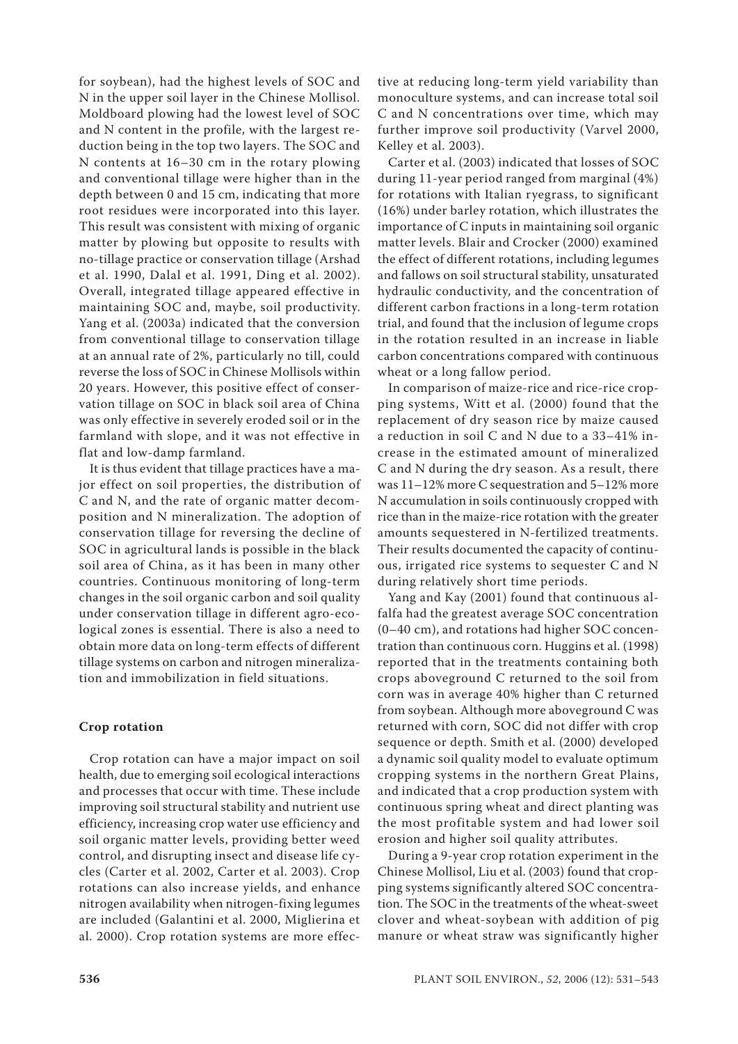for soybean), had the highest levels of SOC and N in the upper soil layer in the Chinese Mollisol. Moldboard plowing had the lowest level of SOC and N content in the profile, with the largest reduction being in the top two layers. The SOC and N contents at 16–30 cm in the rotary plowing and conventional tillage were higher than in the depth between 0 and 15 cm, indicating that more root residues were incorporated into this layer. This result was consistent with mixing of organic matter by plowing but opposite to results with no-tillage practice or conservation tillage (Arshad et al. 1990, Dalal et al. 1991, Ding et al. 2002). Overall, integrated tillage appeared effective in maintaining SOC and, maybe, soil productivity. Yang et al. (2003a) indicated that the conversion from conventional tillage to conservation tillage at an annual rate of 2%, particularly no till, could reverse the loss of SOC in Chinese Mollisols within 20 years. However, this positive effect of conservation tillage on SOC in black soil area of China was only effective in severely eroded soil or in the farmland with slope, and it was not effective in flat and low-damp farmland.

It is thus evident that tillage practices have a major effect on soil properties, the distribution of C and N, and the rate of organic matter decomposition and N mineralization. The adoption of conservation tillage for reversing the decline of SOC in agricultural lands is possible in the black soil area of China, as it has been in many other countries. Continuous monitoring of long-term changes in the soil organic carbon and soil quality under conservation tillage in different agro-ecological zones is essential. There is also a need to obtain more data on long-term effects of different tillage systems on carbon and nitrogen mineralization and immobilization in field situations.

## Crop rotation

Crop rotation can have a major impact on soil health, due to emerging soil ecological interactions and processes that occur with time. These include improving soil structural stability and nutrient use efficiency, increasing crop water use efficiency and soil organic matter levels, providing better weed control, and disrupting insect and disease life cycles (Carter et al. 2002, Carter et al. 2003). Crop rotations can also increase yields, and enhance nitrogen availability when nitrogen-fixing legumes are included (Galantini et al. 2000, Miglierina et al. 2000). Crop rotation systems are more effective at reducing long-term yield variability than monoculture systems, and can increase total soil C and N concentrations over time, which may further improve soil productivity (Varvel 2000, Kelley et al. 2003).

Carter et al. (2003) indicated that losses of SOC during 11-year period ranged from marginal (4%) for rotations with Italian ryegrass, to significant (16%) under barley rotation, which illustrates the importance of C inputs in maintaining soil organic matter levels. Blair and Crocker (2000) examined the effect of different rotations, including legumes and fallows on soil structural stability, unsaturated hydraulic conductivity, and the concentration of different carbon fractions in a long-term rotation trial, and found that the inclusion of legume crops in the rotation resulted in an increase in liable carbon concentrations compared with continuous wheat or a long fallow period.

In comparison of maize-rice and rice-rice cropping systems, Witt et al. (2000) found that the replacement of dry season rice by maize caused a reduction in soil C and N due to a 33–41% increase in the estimated amount of mineralized C and N during the dry season. As a result, there was 11–12% more C sequestration and 5–12% more N accumulation in soils continuously cropped with rice than in the maize-rice rotation with the greater amounts sequestered in N-fertilized treatments. Their results documented the capacity of continuous, irrigated rice systems to sequester C and N during relatively short time periods.

Yang and Kay (2001) found that continuous alfalfa had the greatest average SOC concentration (0–40 cm), and rotations had higher SOC concentration than continuous corn. Huggins et al. (1998) reported that in the treatments containing both crops aboveground C returned to the soil from corn was in average 40% higher than C returned from soybean. Although more aboveground C was returned with corn, SOC did not differ with crop sequence or depth. Smith et al. (2000) developed a dynamic soil quality model to evaluate optimum cropping systems in the northern Great Plains, and indicated that a crop production system with continuous spring wheat and direct planting was the most profitable system and had lower soil erosion and higher soil quality attributes.

During a 9-year crop rotation experiment in the Chinese Mollisol, Liu et al. (2003) found that cropping systems significantly altered SOC concentration. The SOC in the treatments of the wheat-sweet clover and wheat-soybean with addition of pig manure or wheat straw was significantly higher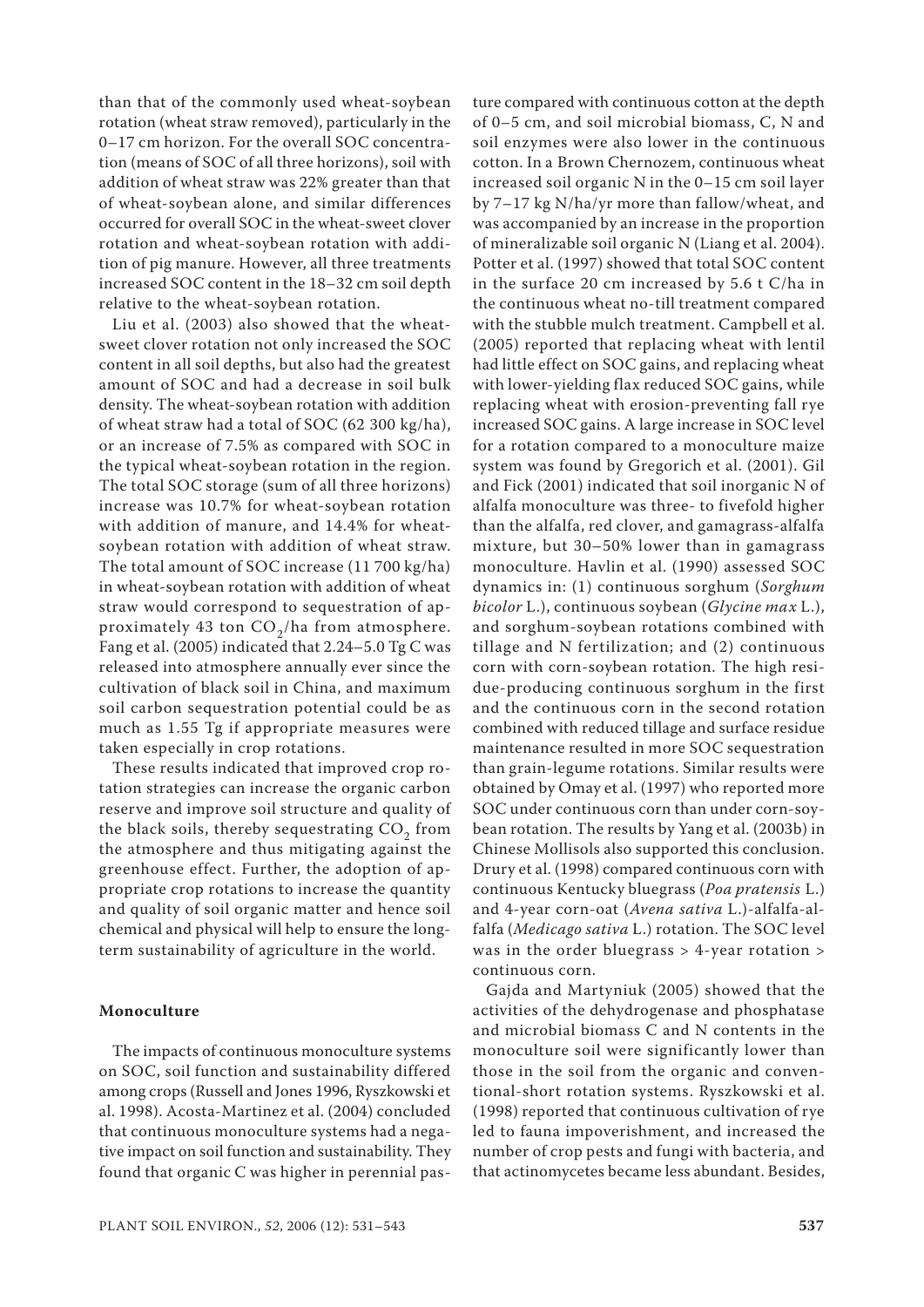than that of the commonly used wheat-soybean rotation (wheat straw removed), particularly in the 0–17 cm horizon. For the overall SOC concentration (means of SOC of all three horizons), soil with addition of wheat straw was 22% greater than that of wheat-soybean alone, and similar differences occurred for overall SOC in the wheat-sweet clover rotation and wheat-soybean rotation with addition of pig manure. However, all three treatments increased SOC content in the 18–32 cm soil depth relative to the wheat-soybean rotation.

Liu et al. (2003) also showed that the wheat-sweet clover rotation not only increased the SOC content in all soil depths, but also had the greatest amount of SOC and had a decrease in soil bulk density. The wheat-soybean rotation with addition of wheat straw had a total of SOC (62 300 kg/ha), or an increase of 7.5% as compared with SOC in the typical wheat-soybean rotation in the region. The total SOC storage (sum of all three horizons) increase was 10.7% for wheat-soybean rotation with addition of manure, and 14.4% for wheat-soybean rotation with addition of wheat straw. The total amount of SOC increase (11 700 kg/ha) in wheat-soybean rotation with addition of wheat straw would correspond to sequestration of approximately 43 ton $CO_2$/ha from atmosphere. Fang et al. (2005) indicated that 2.24–5.0 Tg C was released into atmosphere annually ever since the cultivation of black soil in China, and maximum soil carbon sequestration potential could be as much as 1.55 Tg if appropriate measures were taken especially in crop rotations.

These results indicated that improved crop rotation strategies can increase the organic carbon reserve and improve soil structure and quality of the black soils, thereby sequestrating $CO_2$ from the atmosphere and thus mitigating against the greenhouse effect. Further, the adoption of appropriate crop rotations to increase the quantity and quality of soil organic matter and hence soil chemical and physical will help to ensure the long-term sustainability of agriculture in the world.

**Monoculture**

The impacts of continuous monoculture systems on SOC, soil function and sustainability differed among crops (Russell and Jones 1996, Ryszkowski et al. 1998). Acosta-Martinez et al. (2004) concluded that continuous monoculture systems had a negative impact on soil function and sustainability. They found that organic C was higher in perennial pasture compared with continuous cotton at the depth of 0–5 cm, and soil microbial biomass, C, N and soil enzymes were also lower in the continuous cotton. In a Brown Chernozem, continuous wheat increased soil organic N in the 0–15 cm soil layer by 7–17 kg N/ha/yr more than fallow/wheat, and was accompanied by an increase in the proportion of mineralizable soil organic N (Liang et al. 2004). Potter et al. (1997) showed that total SOC content in the surface 20 cm increased by 5.6 t C/ha in the continuous wheat no-till treatment compared with the stubble mulch treatment. Campbell et al. (2005) reported that replacing wheat with lentil had little effect on SOC gains, and replacing wheat with lower-yielding flax reduced SOC gains, while replacing wheat with erosion-preventing fall rye increased SOC gains. A large increase in SOC level for a rotation compared to a monoculture maize system was found by Gregorich et al. (2001). Gil and Fick (2001) indicated that soil inorganic N of alfalfa monoculture was three- to fivefold higher than the alfalfa, red clover, and gamagrass-alfalfa mixture, but 30–50% lower than in gamagrass monoculture. Havlin et al. (1990) assessed SOC dynamics in: (1) continuous sorghum (*Sorghum bicolor* L.), continuous soybean (*Glycine max* L.), and sorghum-soybean rotations combined with tillage and N fertilization; and (2) continuous corn with corn-soybean rotation. The high residue-producing continuous sorghum in the first and the continuous corn in the second rotation combined with reduced tillage and surface residue maintenance resulted in more SOC sequestration than grain-legume rotations. Similar results were obtained by Omay et al. (1997) who reported more SOC under continuous corn than under corn-soybean rotation. The results by Yang et al. (2003b) in Chinese Mollisols also supported this conclusion. Drury et al. (1998) compared continuous corn with continuous Kentucky bluegrass (*Poa pratensis* L.) and 4-year corn-oat (*Avena sativa* L.)-alfalfa-alfalfa (*Medicago sativa* L.) rotation. The SOC level was in the order bluegrass > 4-year rotation > continuous corn.

Gajda and Martyniuk (2005) showed that the activities of the dehydrogenase and phosphatase and microbial biomass C and N contents in the monoculture soil were significantly lower than those in the soil from the organic and conventional-short rotation systems. Ryszkowski et al. (1998) reported that continuous cultivation of rye led to fauna impoverishment, and increased the number of crop pests and fungi with bacteria, and that actinomycetes became less abundant. Besides,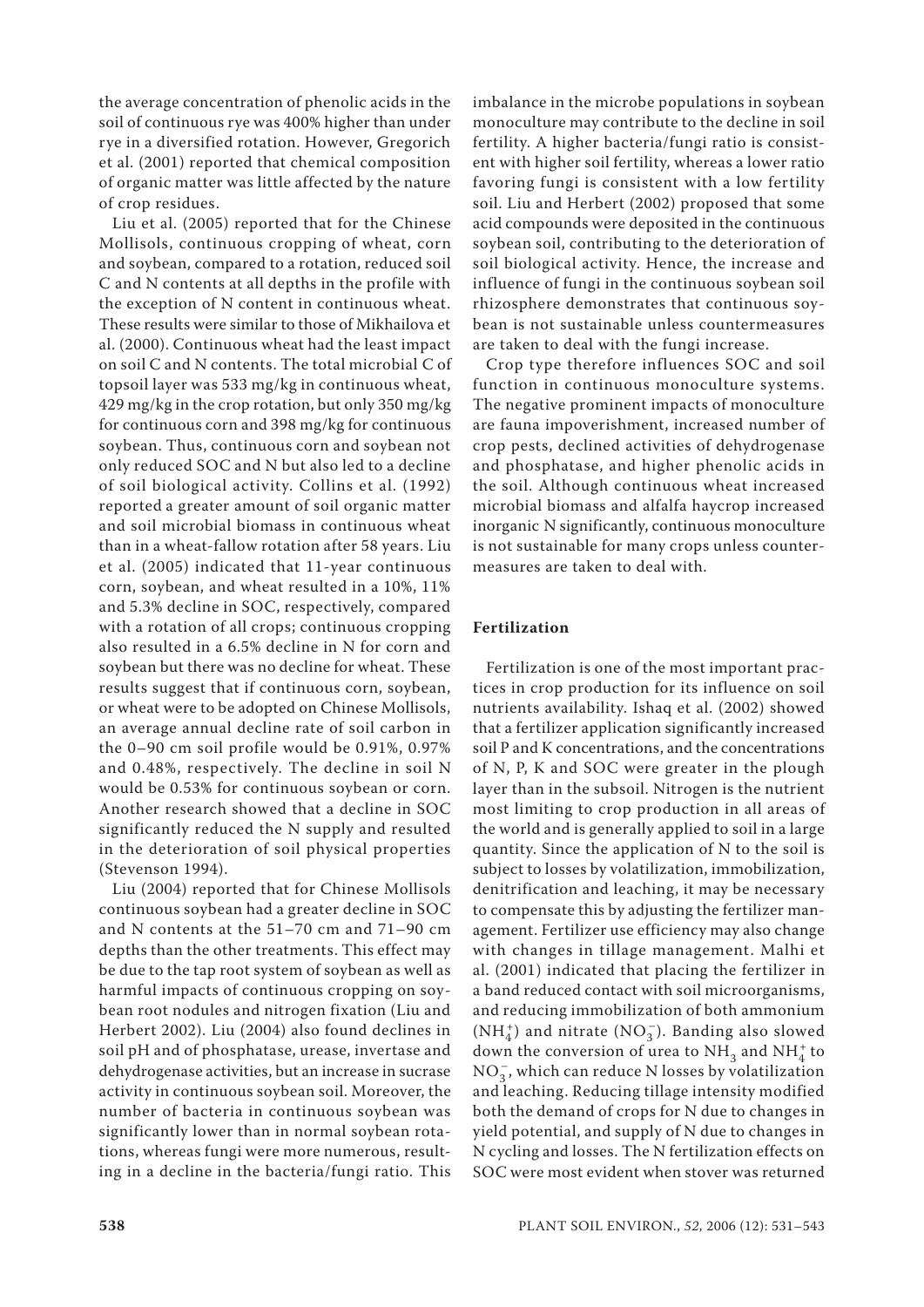the average concentration of phenolic acids in the soil of continuous rye was 400% higher than under rye in a diversified rotation. However, Gregorich et al. (2001) reported that chemical composition of organic matter was little affected by the nature of crop residues.

Liu et al. (2005) reported that for the Chinese Mollisols, continuous cropping of wheat, corn and soybean, compared to a rotation, reduced soil C and N contents at all depths in the profile with the exception of N content in continuous wheat. These results were similar to those of Mikhailova et al. (2000). Continuous wheat had the least impact on soil C and N contents. The total microbial C of topsoil layer was 533 mg/kg in continuous wheat, 429 mg/kg in the crop rotation, but only 350 mg/kg for continuous corn and 398 mg/kg for continuous soybean. Thus, continuous corn and soybean not only reduced SOC and N but also led to a decline of soil biological activity. Collins et al. (1992) reported a greater amount of soil organic matter and soil microbial biomass in continuous wheat than in a wheat-fallow rotation after 58 years. Liu et al. (2005) indicated that 11-year continuous corn, soybean, and wheat resulted in a 10%, 11% and 5.3% decline in SOC, respectively, compared with a rotation of all crops; continuous cropping also resulted in a 6.5% decline in N for corn and soybean but there was no decline for wheat. These results suggest that if continuous corn, soybean, or wheat were to be adopted on Chinese Mollisols, an average annual decline rate of soil carbon in the 0–90 cm soil profile would be 0.91%, 0.97% and 0.48%, respectively. The decline in soil N would be 0.53% for continuous soybean or corn. Another research showed that a decline in SOC significantly reduced the N supply and resulted in the deterioration of soil physical properties (Stevenson 1994).

Liu (2004) reported that for Chinese Mollisols continuous soybean had a greater decline in SOC and N contents at the 51–70 cm and 71–90 cm depths than the other treatments. This effect may be due to the tap root system of soybean as well as harmful impacts of continuous cropping on soybean root nodules and nitrogen fixation (Liu and Herbert 2002). Liu (2004) also found declines in soil pH and of phosphatase, urease, invertase and dehydrogenase activities, but an increase in sucrase activity in continuous soybean soil. Moreover, the number of bacteria in continuous soybean was significantly lower than in normal soybean rotations, whereas fungi were more numerous, resulting in a decline in the bacteria/fungi ratio. This imbalance in the microbe populations in soybean monoculture may contribute to the decline in soil fertility. A higher bacteria/fungi ratio is consistent with higher soil fertility, whereas a lower ratio favoring fungi is consistent with a low fertility soil. Liu and Herbert (2002) proposed that some acid compounds were deposited in the continuous soybean soil, contributing to the deterioration of soil biological activity. Hence, the increase and influence of fungi in the continuous soybean soil rhizosphere demonstrates that continuous soybean is not sustainable unless countermeasures are taken to deal with the fungi increase.

Crop type therefore influences SOC and soil function in continuous monoculture systems. The negative prominent impacts of monoculture are fauna impoverishment, increased number of crop pests, declined activities of dehydrogenase and phosphatase, and higher phenolic acids in the soil. Although continuous wheat increased microbial biomass and alfalfa haycrop increased inorganic N significantly, continuous monoculture is not sustainable for many crops unless countermeasures are taken to deal with.

## Fertilization

Fertilization is one of the most important practices in crop production for its influence on soil nutrients availability. Ishaq et al. (2002) showed that a fertilizer application significantly increased soil P and K concentrations, and the concentrations of N, P, K and SOC were greater in the plough layer than in the subsoil. Nitrogen is the nutrient most limiting to crop production in all areas of the world and is generally applied to soil in a large quantity. Since the application of N to the soil is subject to losses by volatilization, immobilization, denitrification and leaching, it may be necessary to compensate this by adjusting the fertilizer management. Fertilizer use efficiency may also change with changes in tillage management. Malhi et al. (2001) indicated that placing the fertilizer in a band reduced contact with soil microorganisms, and reducing immobilization of both ammonium ($NH_4^+$) and nitrate ($NO_3^-$). Banding also slowed down the conversion of urea to $NH_3$ and $NH_4^+$ to $NO_3^-$, which can reduce N losses by volatilization and leaching. Reducing tillage intensity modified both the demand of crops for N due to changes in yield potential, and supply of N due to changes in N cycling and losses. The N fertilization effects on SOC were most evident when stover was returned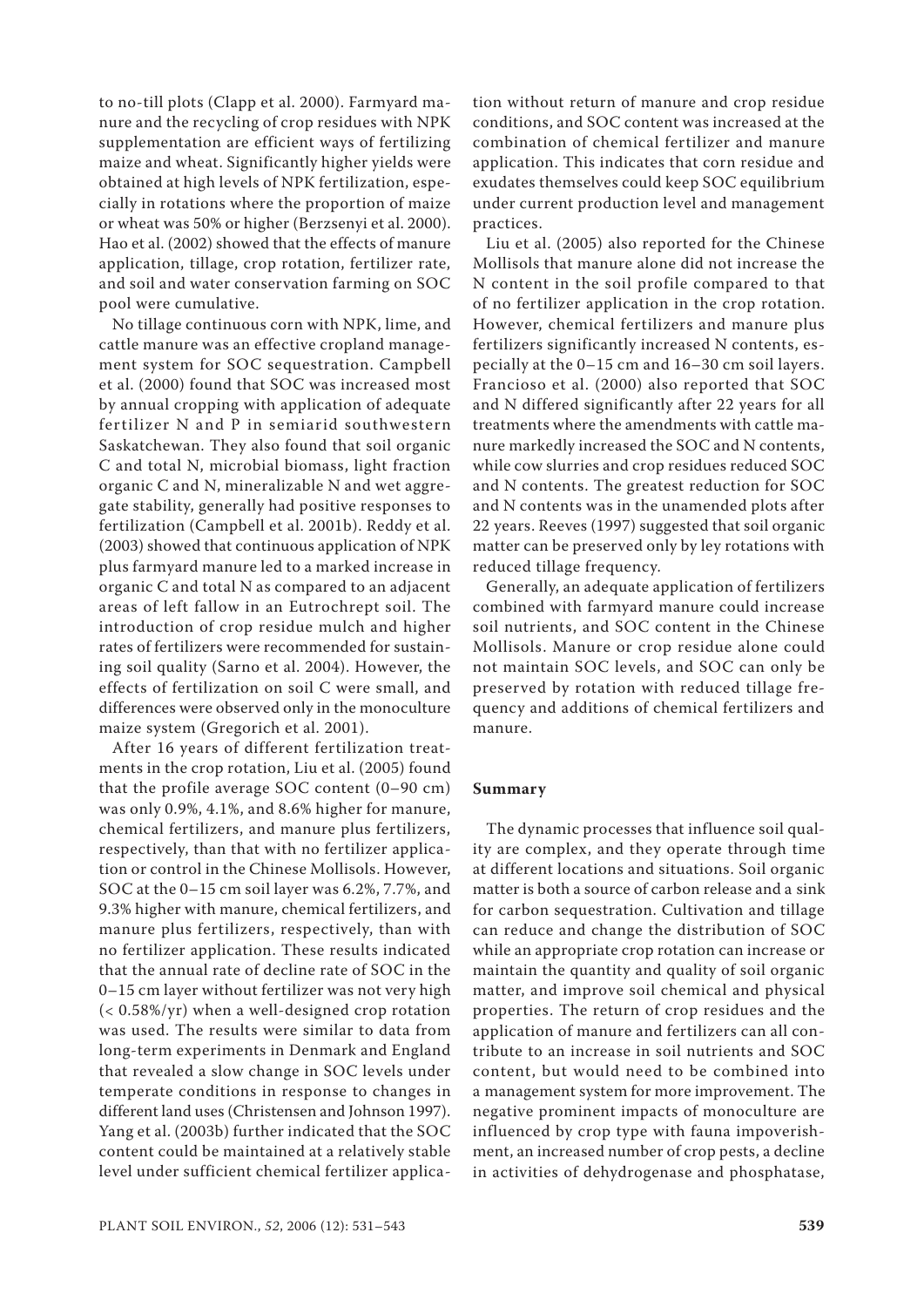to no-till plots (Clapp et al. 2000). Farmyard manure and the recycling of crop residues with NPK supplementation are efficient ways of fertilizing maize and wheat. Significantly higher yields were obtained at high levels of NPK fertilization, especially in rotations where the proportion of maize or wheat was 50% or higher (Berzsenyi et al. 2000). Hao et al. (2002) showed that the effects of manure application, tillage, crop rotation, fertilizer rate, and soil and water conservation farming on SOC pool were cumulative.

No tillage continuous corn with NPK, lime, and cattle manure was an effective cropland management system for SOC sequestration. Campbell et al. (2000) found that SOC was increased most by annual cropping with application of adequate fertilizer N and P in semiarid southwestern Saskatchewan. They also found that soil organic C and total N, microbial biomass, light fraction organic C and N, mineralizable N and wet aggregate stability, generally had positive responses to fertilization (Campbell et al. 2001b). Reddy et al. (2003) showed that continuous application of NPK plus farmyard manure led to a marked increase in organic C and total N as compared to an adjacent areas of left fallow in an Eutrochrept soil. The introduction of crop residue mulch and higher rates of fertilizers were recommended for sustaining soil quality (Sarno et al. 2004). However, the effects of fertilization on soil C were small, and differences were observed only in the monoculture maize system (Gregorich et al. 2001).

After 16 years of different fertilization treatments in the crop rotation, Liu et al. (2005) found that the profile average SOC content (0–90 cm) was only 0.9%, 4.1%, and 8.6% higher for manure, chemical fertilizers, and manure plus fertilizers, respectively, than that with no fertilizer application or control in the Chinese Mollisols. However, SOC at the 0–15 cm soil layer was 6.2%, 7.7%, and 9.3% higher with manure, chemical fertilizers, and manure plus fertilizers, respectively, than with no fertilizer application. These results indicated that the annual rate of decline rate of SOC in the 0–15 cm layer without fertilizer was not very high (< 0.58%/yr) when a well-designed crop rotation was used. The results were similar to data from long-term experiments in Denmark and England that revealed a slow change in SOC levels under temperate conditions in response to changes in different land uses (Christensen and Johnson 1997). Yang et al. (2003b) further indicated that the SOC content could be maintained at a relatively stable level under sufficient chemical fertilizer application without return of manure and crop residue conditions, and SOC content was increased at the combination of chemical fertilizer and manure application. This indicates that corn residue and exudates themselves could keep SOC equilibrium under current production level and management practices.

Liu et al. (2005) also reported for the Chinese Mollisols that manure alone did not increase the N content in the soil profile compared to that of no fertilizer application in the crop rotation. However, chemical fertilizers and manure plus fertilizers significantly increased N contents, especially at the 0–15 cm and 16–30 cm soil layers. Francioso et al. (2000) also reported that SOC and N differed significantly after 22 years for all treatments where the amendments with cattle manure markedly increased the SOC and N contents, while cow slurries and crop residues reduced SOC and N contents. The greatest reduction for SOC and N contents was in the unamended plots after 22 years. Reeves (1997) suggested that soil organic matter can be preserved only by ley rotations with reduced tillage frequency.

Generally, an adequate application of fertilizers combined with farmyard manure could increase soil nutrients, and SOC content in the Chinese Mollisols. Manure or crop residue alone could not maintain SOC levels, and SOC can only be preserved by rotation with reduced tillage frequency and additions of chemical fertilizers and manure.

## Summary

The dynamic processes that influence soil quality are complex, and they operate through time at different locations and situations. Soil organic matter is both a source of carbon release and a sink for carbon sequestration. Cultivation and tillage can reduce and change the distribution of SOC while an appropriate crop rotation can increase or maintain the quantity and quality of soil organic matter, and improve soil chemical and physical properties. The return of crop residues and the application of manure and fertilizers can all contribute to an increase in soil nutrients and SOC content, but would need to be combined into a management system for more improvement. The negative prominent impacts of monoculture are influenced by crop type with fauna impoverishment, an increased number of crop pests, a decline in activities of dehydrogenase and phosphatase,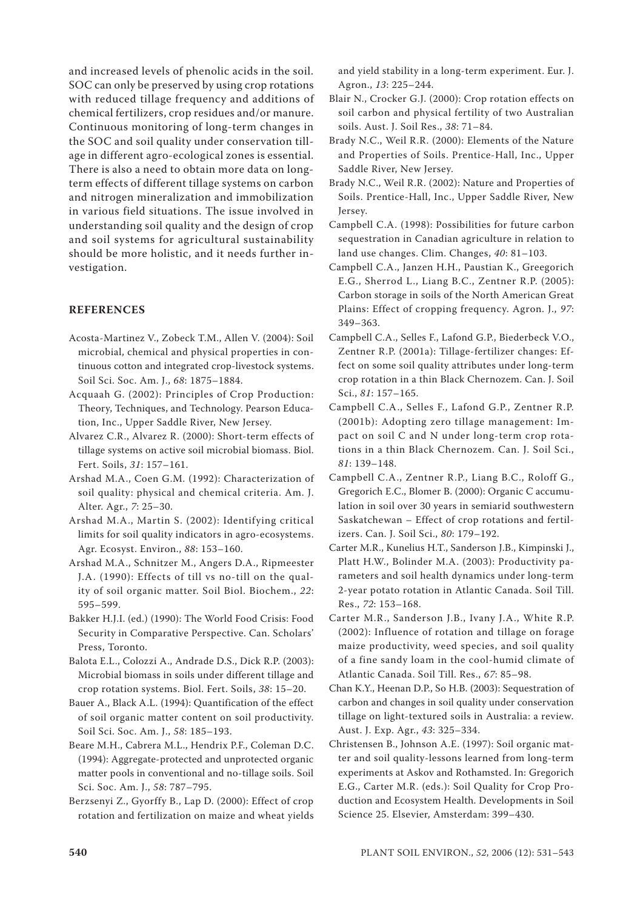and increased levels of phenolic acids in the soil. SOC can only be preserved by using crop rotations with reduced tillage frequency and additions of chemical fertilizers, crop residues and/or manure. Continuous monitoring of long-term changes in the SOC and soil quality under conservation tillage in different agro-ecological zones is essential. There is also a need to obtain more data on long-term effects of different tillage systems on carbon and nitrogen mineralization and immobilization in various field situations. The issue involved in understanding soil quality and the design of crop and soil systems for agricultural sustainability should be more holistic, and it needs further investigation.

## REFERENCES

Acosta-Martinez V., Zobeck T.M., Allen V. (2004): Soil microbial, chemical and physical properties in continuous cotton and integrated crop-livestock systems. Soil Sci. Soc. Am. J., *68*: 1875–1884.

Acquaah G. (2002): Principles of Crop Production: Theory, Techniques, and Technology. Pearson Education, Inc., Upper Saddle River, New Jersey.

Alvarez C.R., Alvarez R. (2000): Short-term effects of tillage systems on active soil microbial biomass. Biol. Fert. Soils, *31*: 157–161.

Arshad M.A., Coen G.M. (1992): Characterization of soil quality: physical and chemical criteria. Am. J. Alter. Agr., *7*: 25–30.

Arshad M.A., Martin S. (2002): Identifying critical limits for soil quality indicators in agro-ecosystems. Agr. Ecosyst. Environ., *88*: 153–160.

Arshad M.A., Schnitzer M., Angers D.A., Ripmeester J.A. (1990): Effects of till vs no-till on the quality of soil organic matter. Soil Biol. Biochem., *22*: 595–599.

Bakker H.J.I. (ed.) (1990): The World Food Crisis: Food Security in Comparative Perspective. Can. Scholars' Press, Toronto.

Balota E.L., Colozzi A., Andrade D.S., Dick R.P. (2003): Microbial biomass in soils under different tillage and crop rotation systems. Biol. Fert. Soils, *38*: 15–20.

Bauer A., Black A.L. (1994): Quantification of the effect of soil organic matter content on soil productivity. Soil Sci. Soc. Am. J., *58*: 185–193.

Beare M.H., Cabrera M.L., Hendrix P.F., Coleman D.C. (1994): Aggregate-protected and unprotected organic matter pools in conventional and no-tillage soils. Soil Sci. Soc. Am. J., *58*: 787–795.

Berzsenyi Z., Gyorffy B., Lap D. (2000): Effect of crop rotation and fertilization on maize and wheat yields and yield stability in a long-term experiment. Eur. J. Agron., *13*: 225–244.

Blair N., Crocker G.J. (2000): Crop rotation effects on soil carbon and physical fertility of two Australian soils. Aust. J. Soil Res., *38*: 71–84.

Brady N.C., Weil R.R. (2000): Elements of the Nature and Properties of Soils. Prentice-Hall, Inc., Upper Saddle River, New Jersey.

Brady N.C., Weil R.R. (2002): Nature and Properties of Soils. Prentice-Hall, Inc., Upper Saddle River, New Jersey.

Campbell C.A. (1998): Possibilities for future carbon sequestration in Canadian agriculture in relation to land use changes. Clim. Changes, *40*: 81–103.

Campbell C.A., Janzen H.H., Paustian K., Greegorich E.G., Sherrod L., Liang B.C., Zentner R.P. (2005): Carbon storage in soils of the North American Great Plains: Effect of cropping frequency. Agron. J., *97*: 349–363.

Campbell C.A., Selles F., Lafond G.P., Biederbeck V.O., Zentner R.P. (2001a): Tillage-fertilizer changes: Effect on some soil quality attributes under long-term crop rotation in a thin Black Chernozem. Can. J. Soil Sci., *81*: 157–165.

Campbell C.A., Selles F., Lafond G.P., Zentner R.P. (2001b): Adopting zero tillage management: Impact on soil C and N under long-term crop rotations in a thin Black Chernozem. Can. J. Soil Sci., *81*: 139–148.

Campbell C.A., Zentner R.P., Liang B.C., Roloff G., Gregorich E.C., Blomer B. (2000): Organic C accumulation in soil over 30 years in semiarid southwestern Saskatchewan – Effect of crop rotations and fertilizers. Can. J. Soil Sci., *80*: 179–192.

Carter M.R., Kunelius H.T., Sanderson J.B., Kimpinski J., Platt H.W., Bolinder M.A. (2003): Productivity parameters and soil health dynamics under long-term 2-year potato rotation in Atlantic Canada. Soil Till. Res., *72*: 153–168.

Carter M.R., Sanderson J.B., Ivany J.A., White R.P. (2002): Influence of rotation and tillage on forage maize productivity, weed species, and soil quality of a fine sandy loam in the cool-humid climate of Atlantic Canada. Soil Till. Res., *67*: 85–98.

Chan K.Y., Heenan D.P., So H.B. (2003): Sequestration of carbon and changes in soil quality under conservation tillage on light-textured soils in Australia: a review. Aust. J. Exp. Agr., *43*: 325–334.

Christensen B., Johnson A.E. (1997): Soil organic matter and soil quality-lessons learned from long-term experiments at Askov and Rothamsted. In: Gregorich E.G., Carter M.R. (eds.): Soil Quality for Crop Production and Ecosystem Health. Developments in Soil Science 25. Elsevier, Amsterdam: 399–430.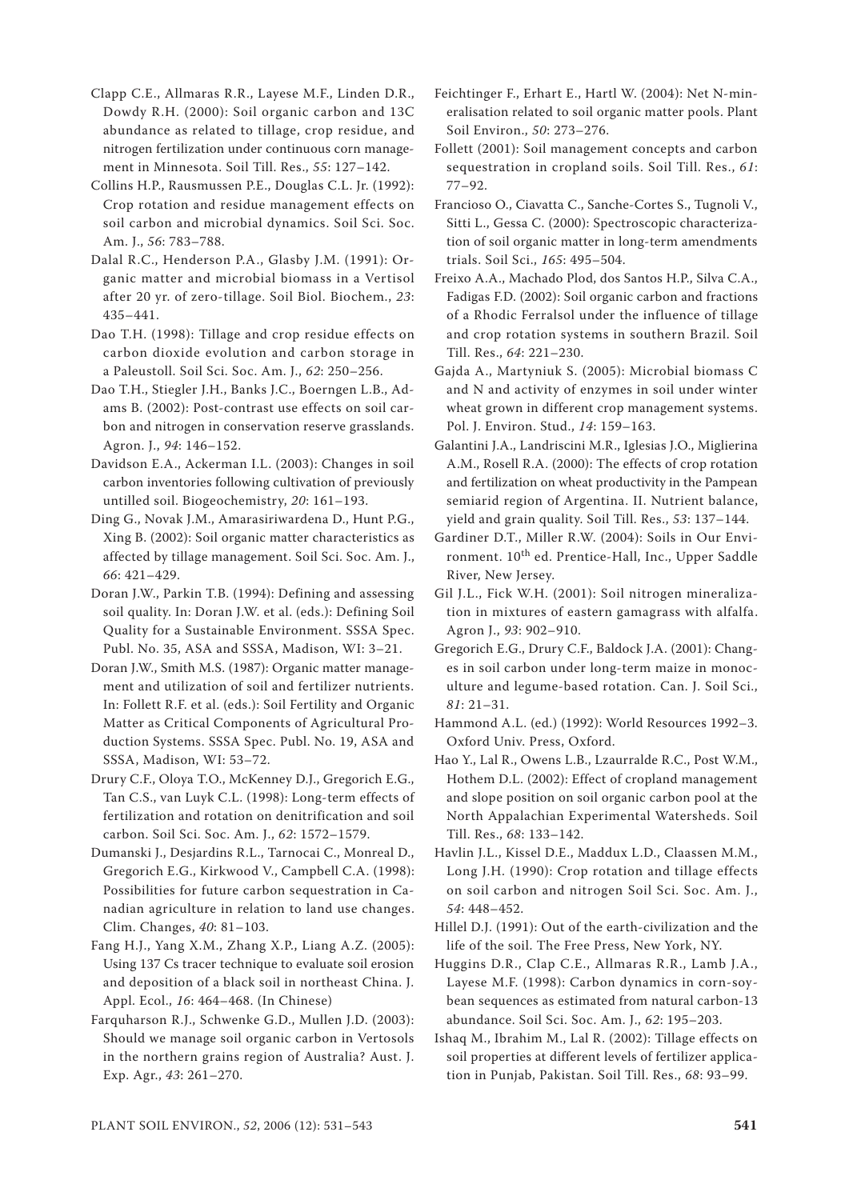Clapp C.E., Allmaras R.R., Layese M.F., Linden D.R., Dowdy R.H. (2000): Soil organic carbon and 13C abundance as related to tillage, crop residue, and nitrogen fertilization under continuous corn management in Minnesota. Soil Till. Res., *55*: 127–142.

Collins H.P., Rausmussen P.E., Douglas C.L. Jr. (1992): Crop rotation and residue management effects on soil carbon and microbial dynamics. Soil Sci. Soc. Am. J., *56*: 783–788.

Dalal R.C., Henderson P.A., Glasby J.M. (1991): Organic matter and microbial biomass in a Vertisol after 20 yr. of zero-tillage. Soil Biol. Biochem., *23*: 435–441.

Dao T.H. (1998): Tillage and crop residue effects on carbon dioxide evolution and carbon storage in a Paleustoll. Soil Sci. Soc. Am. J., *62*: 250–256.

Dao T.H., Stiegler J.H., Banks J.C., Boerngen L.B., Adams B. (2002): Post-contrast use effects on soil carbon and nitrogen in conservation reserve grasslands. Agron. J., *94*: 146–152.

Davidson E.A., Ackerman I.L. (2003): Changes in soil carbon inventories following cultivation of previously untilled soil. Biogeochemistry, *20*: 161–193.

Ding G., Novak J.M., Amarasiriwardena D., Hunt P.G., Xing B. (2002): Soil organic matter characteristics as affected by tillage management. Soil Sci. Soc. Am. J., *66*: 421–429.

Doran J.W., Parkin T.B. (1994): Defining and assessing soil quality. In: Doran J.W. et al. (eds.): Defining Soil Quality for a Sustainable Environment. SSSA Spec. Publ. No. 35, ASA and SSSA, Madison, WI: 3–21.

Doran J.W., Smith M.S. (1987): Organic matter management and utilization of soil and fertilizer nutrients. In: Follett R.F. et al. (eds.): Soil Fertility and Organic Matter as Critical Components of Agricultural Production Systems. SSSA Spec. Publ. No. 19, ASA and SSSA, Madison, WI: 53–72.

Drury C.F., Oloya T.O., McKenney D.J., Gregorich E.G., Tan C.S., van Luyk C.L. (1998): Long-term effects of fertilization and rotation on denitrification and soil carbon. Soil Sci. Soc. Am. J., *62*: 1572–1579.

Dumanski J., Desjardins R.L., Tarnocai C., Monreal D., Gregorich E.G., Kirkwood V., Campbell C.A. (1998): Possibilities for future carbon sequestration in Canadian agriculture in relation to land use changes. Clim. Changes, *40*: 81–103.

Fang H.J., Yang X.M., Zhang X.P., Liang A.Z. (2005): Using 137 Cs tracer technique to evaluate soil erosion and deposition of a black soil in northeast China. J. Appl. Ecol., *16*: 464–468. (In Chinese)

Farquharson R.J., Schwenke G.D., Mullen J.D. (2003): Should we manage soil organic carbon in Vertosols in the northern grains region of Australia? Aust. J. Exp. Agr., *43*: 261–270.

Feichtinger F., Erhart E., Hartl W. (2004): Net N-mineralisation related to soil organic matter pools. Plant Soil Environ., *50*: 273–276.

Follett (2001): Soil management concepts and carbon sequestration in cropland soils. Soil Till. Res., *61*: 77–92.

Francioso O., Ciavatta C., Sanche-Cortes S., Tugnoli V., Sitti L., Gessa C. (2000): Spectroscopic characterization of soil organic matter in long-term amendments trials. Soil Sci., *165*: 495–504.

Freixo A.A., Machado Plod, dos Santos H.P., Silva C.A., Fadigas F.D. (2002): Soil organic carbon and fractions of a Rhodic Ferralsol under the influence of tillage and crop rotation systems in southern Brazil. Soil Till. Res., *64*: 221–230.

Gajda A., Martyniuk S. (2005): Microbial biomass C and N and activity of enzymes in soil under winter wheat grown in different crop management systems. Pol. J. Environ. Stud., *14*: 159–163.

Galantini J.A., Landriscini M.R., Iglesias J.O., Miglierina A.M., Rosell R.A. (2000): The effects of crop rotation and fertilization on wheat productivity in the Pampean semiarid region of Argentina. II. Nutrient balance, yield and grain quality. Soil Till. Res., *53*: 137–144.

Gardiner D.T., Miller R.W. (2004): Soils in Our Environment. 10th ed. Prentice-Hall, Inc., Upper Saddle River, New Jersey.

Gil J.L., Fick W.H. (2001): Soil nitrogen mineralization in mixtures of eastern gamagrass with alfalfa. Agron J., *93*: 902–910.

Gregorich E.G., Drury C.F., Baldock J.A. (2001): Changes in soil carbon under long-term maize in monoculture and legume-based rotation. Can. J. Soil Sci., *81*: 21–31.

Hammond A.L. (ed.) (1992): World Resources 1992–3. Oxford Univ. Press, Oxford.

Hao Y., Lal R., Owens L.B., Lzaurralde R.C., Post W.M., Hothem D.L. (2002): Effect of cropland management and slope position on soil organic carbon pool at the North Appalachian Experimental Watersheds. Soil Till. Res., *68*: 133–142.

Havlin J.L., Kissel D.E., Maddux L.D., Claassen M.M., Long J.H. (1990): Crop rotation and tillage effects on soil carbon and nitrogen Soil Sci. Soc. Am. J., *54*: 448–452.

Hillel D.J. (1991): Out of the earth-civilization and the life of the soil. The Free Press, New York, NY.

Huggins D.R., Clap C.E., Allmaras R.R., Lamb J.A., Layese M.F. (1998): Carbon dynamics in corn-soybean sequences as estimated from natural carbon-13 abundance. Soil Sci. Soc. Am. J., *62*: 195–203.

Ishaq M., Ibrahim M., Lal R. (2002): Tillage effects on soil properties at different levels of fertilizer application in Punjab, Pakistan. Soil Till. Res., *68*: 93–99.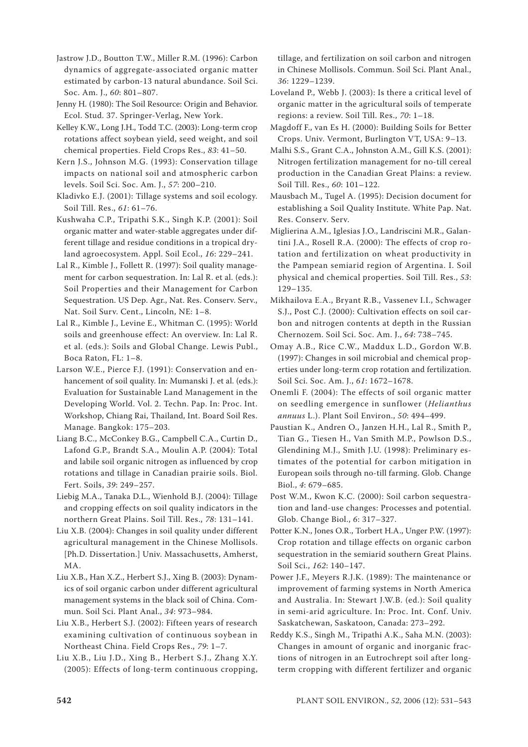Jastrow J.D., Boutton T.W., Miller R.M. (1996): Carbon dynamics of aggregate-associated organic matter estimated by carbon-13 natural abundance. Soil Sci. Soc. Am. J., *60*: 801–807.

Jenny H. (1980): The Soil Resource: Origin and Behavior. Ecol. Stud. 37. Springer-Verlag, New York.

Kelley K.W., Long J.H., Todd T.C. (2003): Long-term crop rotations affect soybean yield, seed weight, and soil chemical properties. Field Crops Res., *83*: 41–50.

Kern J.S., Johnson M.G. (1993): Conservation tillage impacts on national soil and atmospheric carbon levels. Soil Sci. Soc. Am. J., *57*: 200–210.

Kladivko E.J. (2001): Tillage systems and soil ecology. Soil Till. Res., *61*: 61–76.

Kushwaha C.P., Tripathi S.K., Singh K.P. (2001): Soil organic matter and water-stable aggregates under different tillage and residue conditions in a tropical dryland agroecosystem. Appl. Soil Ecol., *16*: 229–241.

Lal R., Kimble J., Follett R. (1997): Soil quality management for carbon sequestration. In: Lal R. et al. (eds.): Soil Properties and their Management for Carbon Sequestration. US Dep. Agr., Nat. Res. Conserv. Serv., Nat. Soil Surv. Cent., Lincoln, NE: 1–8.

Lal R., Kimble J., Levine E., Whitman C. (1995): World soils and greenhouse effect: An overview. In: Lal R. et al. (eds.): Soils and Global Change. Lewis Publ., Boca Raton, FL: 1–8.

Larson W.E., Pierce F.J. (1991): Conservation and enhancement of soil quality. In: Mumanski J. et al. (eds.): Evaluation for Sustainable Land Management in the Developing World. Vol. 2. Techn. Pap. In: Proc. Int. Workshop, Chiang Rai, Thailand, Int. Board Soil Res. Manage. Bangkok: 175–203.

Liang B.C., McConkey B.G., Campbell C.A., Curtin D., Lafond G.P., Brandt S.A., Moulin A.P. (2004): Total and labile soil organic nitrogen as influenced by crop rotations and tillage in Canadian prairie soils. Biol. Fert. Soils, *39*: 249–257.

Liebig M.A., Tanaka D.L., Wienhold B.J. (2004): Tillage and cropping effects on soil quality indicators in the northern Great Plains. Soil Till. Res., *78*: 131–141.

Liu X.B. (2004): Changes in soil quality under different agricultural management in the Chinese Mollisols. [Ph.D. Dissertation.] Univ. Massachusetts, Amherst, MA.

Liu X.B., Han X.Z., Herbert S.J., Xing B. (2003): Dynamics of soil organic carbon under different agricultural management systems in the black soil of China. Commun. Soil Sci. Plant Anal., *34*: 973–984.

Liu X.B., Herbert S.J. (2002): Fifteen years of research examining cultivation of continuous soybean in Northeast China. Field Crops Res., *79*: 1–7.

Liu X.B., Liu J.D., Xing B., Herbert S.J., Zhang X.Y. (2005): Effects of long-term continuous cropping, tillage, and fertilization on soil carbon and nitrogen in Chinese Mollisols. Commun. Soil Sci. Plant Anal., *36*: 1229–1239.

Loveland P., Webb J. (2003): Is there a critical level of organic matter in the agricultural soils of temperate regions: a review. Soil Till. Res., *70*: 1–18.

Magdoff F., van Es H. (2000): Building Soils for Better Crops. Univ. Vermont, Burlington VT, USA: 9–13.

Malhi S.S., Grant C.A., Johnston A.M., Gill K.S. (2001): Nitrogen fertilization management for no-till cereal production in the Canadian Great Plains: a review. Soil Till. Res., *60*: 101–122.

Mausbach M., Tugel A. (1995): Decision document for establishing a Soil Quality Institute. White Pap. Nat. Res. Conserv. Serv.

Miglierina A.M., Iglesias J.O., Landriscini M.R., Galantini J.A., Rosell R.A. (2000): The effects of crop rotation and fertilization on wheat productivity in the Pampean semiarid region of Argentina. I. Soil physical and chemical properties. Soil Till. Res., *53*: 129–135.

Mikhailova E.A., Bryant R.B., Vassenev I.I., Schwager S.J., Post C.J. (2000): Cultivation effects on soil carbon and nitrogen contents at depth in the Russian Chernozem. Soil Sci. Soc. Am. J., *64*: 738–745.

Omay A.B., Rice C.W., Maddux L.D., Gordon W.B. (1997): Changes in soil microbial and chemical properties under long-term crop rotation and fertilization. Soil Sci. Soc. Am. J., *61*: 1672–1678.

Onemli F. (2004): The effects of soil organic matter on seedling emergence in sunflower (*Helianthus annuus* L.). Plant Soil Environ., *50*: 494–499.

Paustian K., Andren O., Janzen H.H., Lal R., Smith P., Tian G., Tiesen H., Van Smith M.P., Powlson D.S., Glendining M.J., Smith J.U. (1998): Preliminary estimates of the potential for carbon mitigation in European soils through no-till farming. Glob. Change Biol., *4*: 679–685.

Post W.M., Kwon K.C. (2000): Soil carbon sequestration and land-use changes: Processes and potential. Glob. Change Biol., *6*: 317–327.

Potter K.N., Jones O.R., Torbert H.A., Unger P.W. (1997): Crop rotation and tillage effects on organic carbon sequestration in the semiarid southern Great Plains. Soil Sci., *162*: 140–147.

Power J.F., Meyers R.J.K. (1989): The maintenance or improvement of farming systems in North America and Australia. In: Stewart J.W.B. (ed.): Soil quality in semi-arid agriculture. In: Proc. Int. Conf. Univ. Saskatchewan, Saskatoon, Canada: 273–292.

Reddy K.S., Singh M., Tripathi A.K., Saha M.N. (2003): Changes in amount of organic and inorganic fractions of nitrogen in an Eutrochrept soil after long-term cropping with different fertilizer and organic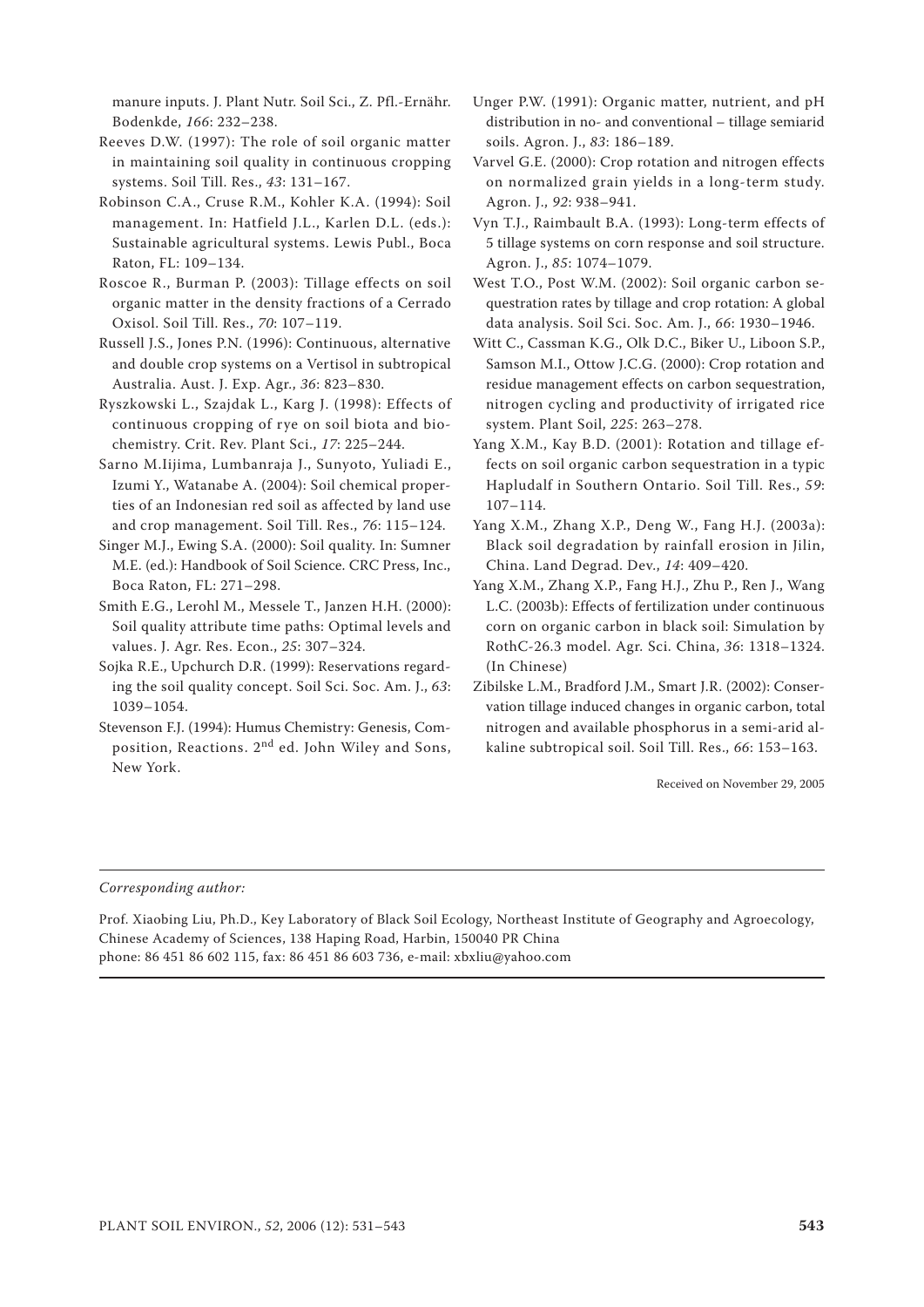manure inputs. J. Plant Nutr. Soil Sci., Z. Pfl.-Ernähr. Bodenkde, *166*: 232–238.

Reeves D.W. (1997): The role of soil organic matter in maintaining soil quality in continuous cropping systems. Soil Till. Res., *43*: 131–167.

Robinson C.A., Cruse R.M., Kohler K.A. (1994): Soil management. In: Hatfield J.L., Karlen D.L. (eds.): Sustainable agricultural systems. Lewis Publ., Boca Raton, FL: 109–134.

Roscoe R., Burman P. (2003): Tillage effects on soil organic matter in the density fractions of a Cerrado Oxisol. Soil Till. Res., *70*: 107–119.

Russell J.S., Jones P.N. (1996): Continuous, alternative and double crop systems on a Vertisol in subtropical Australia. Aust. J. Exp. Agr., *36*: 823–830.

Ryszkowski L., Szajdak L., Karg J. (1998): Effects of continuous cropping of rye on soil biota and biochemistry. Crit. Rev. Plant Sci., *17*: 225–244.

Sarno M.Iijima, Lumbanraja J., Sunyoto, Yuliadi E., Izumi Y., Watanabe A. (2004): Soil chemical properties of an Indonesian red soil as affected by land use and crop management. Soil Till. Res., *76*: 115–124.

Singer M.J., Ewing S.A. (2000): Soil quality. In: Sumner M.E. (ed.): Handbook of Soil Science. CRC Press, Inc., Boca Raton, FL: 271–298.

Smith E.G., Lerohl M., Messele T., Janzen H.H. (2000): Soil quality attribute time paths: Optimal levels and values. J. Agr. Res. Econ., *25*: 307–324.

Sojka R.E., Upchurch D.R. (1999): Reservations regarding the soil quality concept. Soil Sci. Soc. Am. J., *63*: 1039–1054.

Stevenson F.J. (1994): Humus Chemistry: Genesis, Composition, Reactions. 2nd ed. John Wiley and Sons, New York.

Unger P.W. (1991): Organic matter, nutrient, and pH distribution in no- and conventional – tillage semiarid soils. Agron. J., *83*: 186–189.

Varvel G.E. (2000): Crop rotation and nitrogen effects on normalized grain yields in a long-term study. Agron. J., *92*: 938–941.

Vyn T.J., Raimbault B.A. (1993): Long-term effects of 5 tillage systems on corn response and soil structure. Agron. J., *85*: 1074–1079.

West T.O., Post W.M. (2002): Soil organic carbon sequestration rates by tillage and crop rotation: A global data analysis. Soil Sci. Soc. Am. J., *66*: 1930–1946.

Witt C., Cassman K.G., Olk D.C., Biker U., Liboon S.P., Samson M.I., Ottow J.C.G. (2000): Crop rotation and residue management effects on carbon sequestration, nitrogen cycling and productivity of irrigated rice system. Plant Soil, *225*: 263–278.

Yang X.M., Kay B.D. (2001): Rotation and tillage effects on soil organic carbon sequestration in a typic Hapludalf in Southern Ontario. Soil Till. Res., *59*: 107–114.

Yang X.M., Zhang X.P., Deng W., Fang H.J. (2003a): Black soil degradation by rainfall erosion in Jilin, China. Land Degrad. Dev., *14*: 409–420.

Yang X.M., Zhang X.P., Fang H.J., Zhu P., Ren J., Wang L.C. (2003b): Effects of fertilization under continuous corn on organic carbon in black soil: Simulation by RothC-26.3 model. Agr. Sci. China, *36*: 1318–1324. (In Chinese)

Zibilske L.M., Bradford J.M., Smart J.R. (2002): Conservation tillage induced changes in organic carbon, total nitrogen and available phosphorus in a semi-arid alkaline subtropical soil. Soil Till. Res., *66*: 153–163.

Received on November 29, 2005

*Corresponding author:*

Prof. Xiaobing Liu, Ph.D., Key Laboratory of Black Soil Ecology, Northeast Institute of Geography and Agroecology, Chinese Academy of Sciences, 138 Haping Road, Harbin, 150040 PR China
phone: 86 451 86 602 115, fax: 86 451 86 603 736, e-mail: xbxliu@yahoo.com